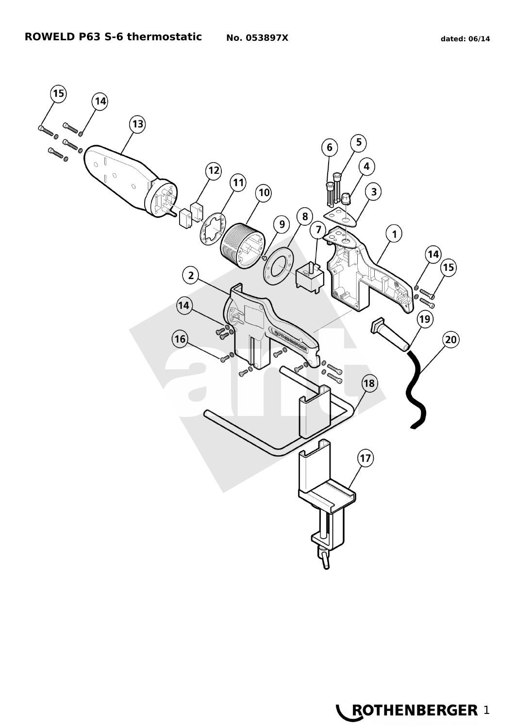**ROWELD P63 S-6 thermostatic** **No. 053897X** **dated: 06/14**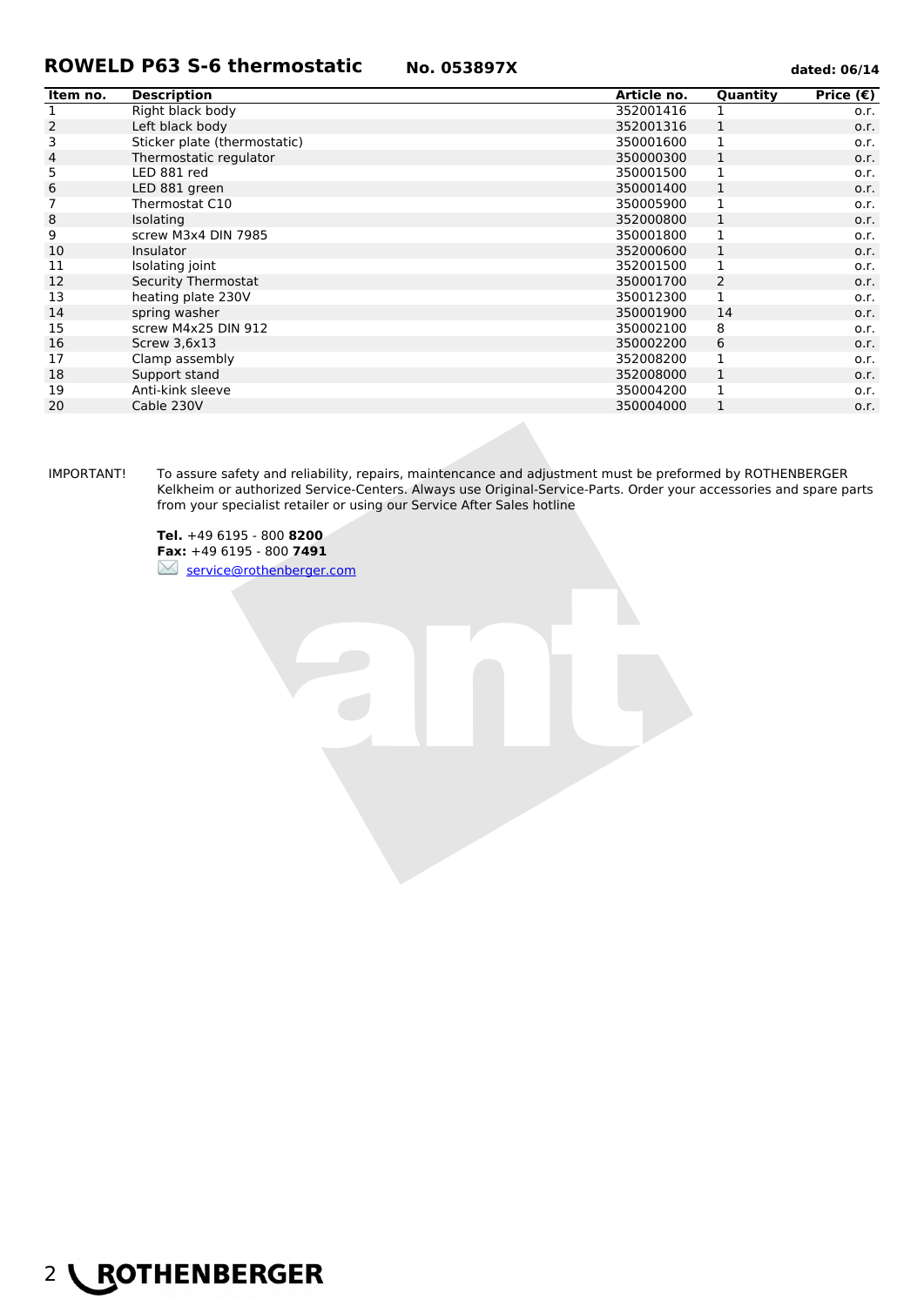# ROWELD P63 S-6 thermostatic

**No. 053897X** **dated: 06/14**

| Item no. | Description | Article no. | Quantity | Price (€) |
|---|---|---|---|---|
| 1 | Right black body | 352001416 | 1 | o.r. |
| 2 | Left black body | 352001316 | 1 | o.r. |
| 3 | Sticker plate (thermostatic) | 350001600 | 1 | o.r. |
| 4 | Thermostatic regulator | 350000300 | 1 | o.r. |
| 5 | LED 881 red | 350001500 | 1 | o.r. |
| 6 | LED 881 green | 350001400 | 1 | o.r. |
| 7 | Thermostat C10 | 350005900 | 1 | o.r. |
| 8 | Isolating | 352000800 | 1 | o.r. |
| 9 | screw M3x4 DIN 7985 | 350001800 | 1 | o.r. |
| 10 | Insulator | 352000600 | 1 | o.r. |
| 11 | Isolating joint | 352001500 | 1 | o.r. |
| 12 | Security Thermostat | 350001700 | 2 | o.r. |
| 13 | heating plate 230V | 350012300 | 1 | o.r. |
| 14 | spring washer | 350001900 | 14 | o.r. |
| 15 | screw M4x25 DIN 912 | 350002100 | 8 | o.r. |
| 16 | Screw 3,6x13 | 350002200 | 6 | o.r. |
| 17 | Clamp assembly | 352008200 | 1 | o.r. |
| 18 | Support stand | 352008000 | 1 | o.r. |
| 19 | Anti-kink sleeve | 350004200 | 1 | o.r. |
| 20 | Cable 230V | 350004000 | 1 | o.r. |

IMPORTANT! To assure safety and reliability, repairs, maintencance and adjustment must be preformed by ROTHENBERGER Kelkheim or authorized Service-Centers. Always use Original-Service-Parts. Order your accessories and spare parts from your specialist retailer or using our Service After Sales hotline

**Tel.** +49 6195 - 800 **8200**
**Fax:** +49 6195 - 800 **7491**
service@rothenberger.com